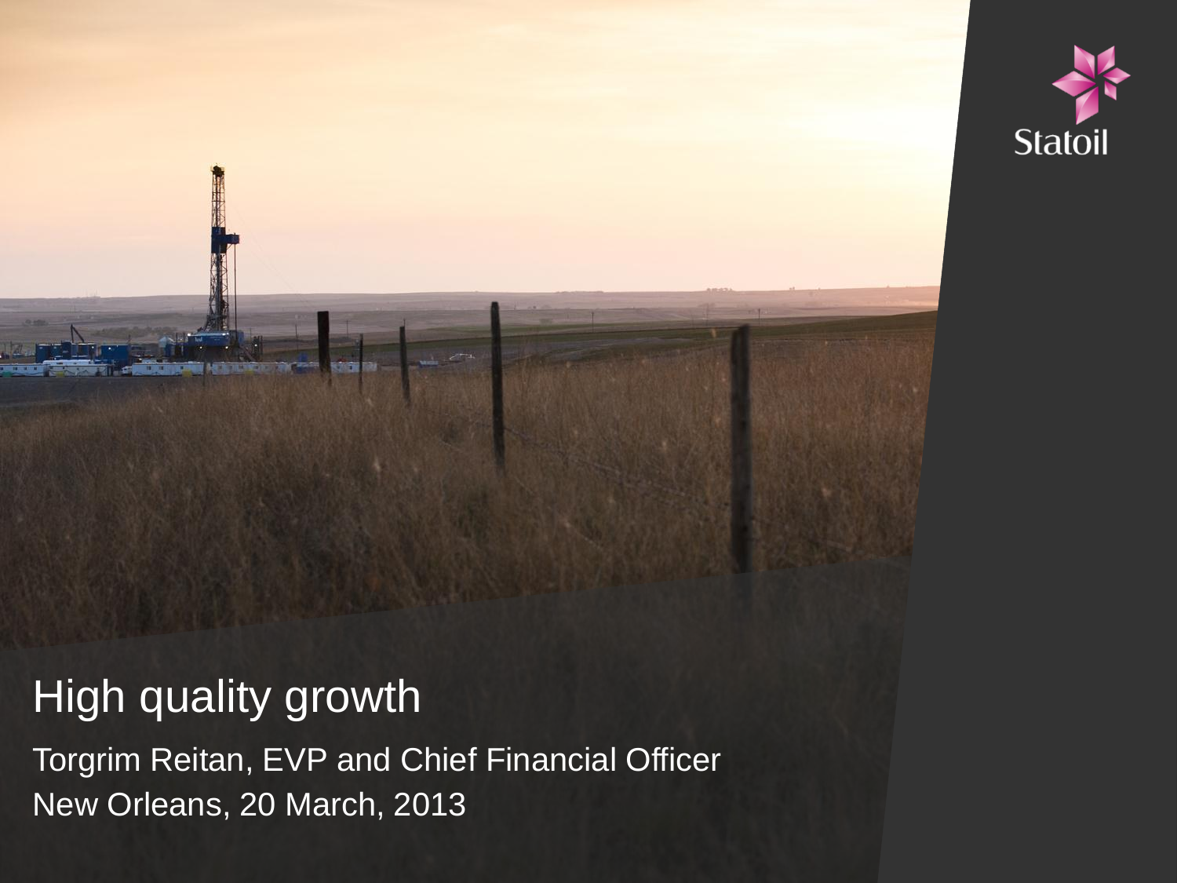Statoil

# High quality growth

Torgrim Reitan, EVP and Chief Financial Officer

New Orleans, 20 March, 2013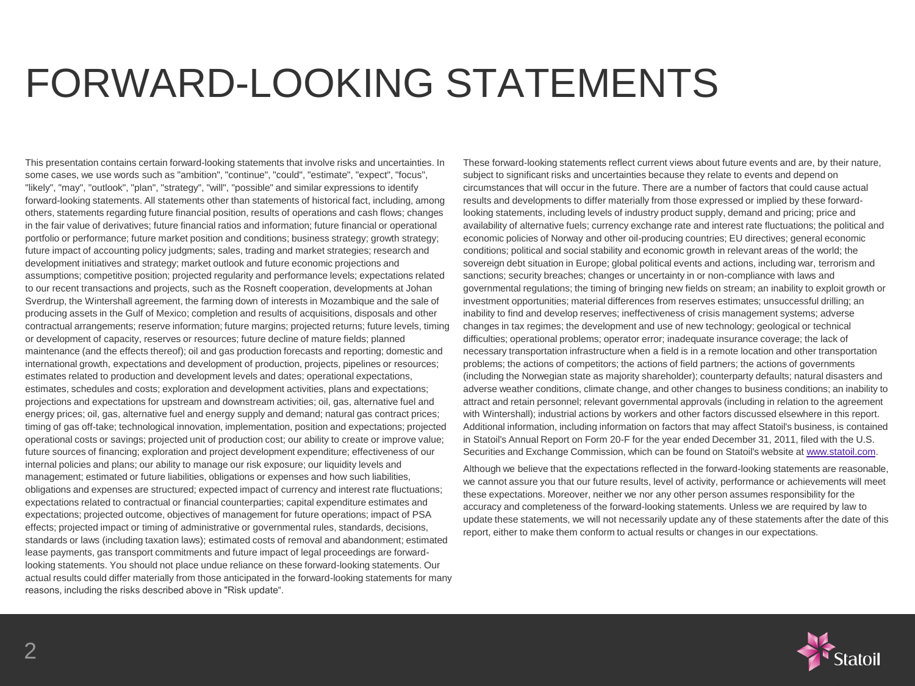# FORWARD-LOOKING STATEMENTS

This presentation contains certain forward-looking statements that involve risks and uncertainties. In some cases, we use words such as "ambition", "continue", "could", "estimate", "expect", "focus", "likely", "may", "outlook", "plan", "strategy", "will", "possible" and similar expressions to identify forward-looking statements. All statements other than statements of historical fact, including, among others, statements regarding future financial position, results of operations and cash flows; changes in the fair value of derivatives; future financial ratios and information; future financial or operational portfolio or performance; future market position and conditions; business strategy; growth strategy; future impact of accounting policy judgments; sales, trading and market strategies; research and development initiatives and strategy; market outlook and future economic projections and assumptions; competitive position; projected regularity and performance levels; expectations related to our recent transactions and projects, such as the Rosneft cooperation, developments at Johan Sverdrup, the Wintershall agreement, the farming down of interests in Mozambique and the sale of producing assets in the Gulf of Mexico; completion and results of acquisitions, disposals and other contractual arrangements; reserve information; future margins; projected returns; future levels, timing or development of capacity, reserves or resources; future decline of mature fields; planned maintenance (and the effects thereof); oil and gas production forecasts and reporting; domestic and international growth, expectations and development of production, projects, pipelines or resources; estimates related to production and development levels and dates; operational expectations, estimates, schedules and costs; exploration and development activities, plans and expectations; projections and expectations for upstream and downstream activities; oil, gas, alternative fuel and energy prices; oil, gas, alternative fuel and energy supply and demand; natural gas contract prices; timing of gas off-take; technological innovation, implementation, position and expectations; projected operational costs or savings; projected unit of production cost; our ability to create or improve value; future sources of financing; exploration and project development expenditure; effectiveness of our internal policies and plans; our ability to manage our risk exposure; our liquidity levels and management; estimated or future liabilities, obligations or expenses and how such liabilities, obligations and expenses are structured; expected impact of currency and interest rate fluctuations; expectations related to contractual or financial counterparties; capital expenditure estimates and expectations; projected outcome, objectives of management for future operations; impact of PSA effects; projected impact or timing of administrative or governmental rules, standards, decisions, standards or laws (including taxation laws); estimated costs of removal and abandonment; estimated lease payments, gas transport commitments and future impact of legal proceedings are forward-looking statements. You should not place undue reliance on these forward-looking statements. Our actual results could differ materially from those anticipated in the forward-looking statements for many reasons, including the risks described above in "Risk update".

These forward-looking statements reflect current views about future events and are, by their nature, subject to significant risks and uncertainties because they relate to events and depend on circumstances that will occur in the future. There are a number of factors that could cause actual results and developments to differ materially from those expressed or implied by these forward-looking statements, including levels of industry product supply, demand and pricing; price and availability of alternative fuels; currency exchange rate and interest rate fluctuations; the political and economic policies of Norway and other oil-producing countries; EU directives; general economic conditions; political and social stability and economic growth in relevant areas of the world; the sovereign debt situation in Europe; global political events and actions, including war, terrorism and sanctions; security breaches; changes or uncertainty in or non-compliance with laws and governmental regulations; the timing of bringing new fields on stream; an inability to exploit growth or investment opportunities; material differences from reserves estimates; unsuccessful drilling; an inability to find and develop reserves; ineffectiveness of crisis management systems; adverse changes in tax regimes; the development and use of new technology; geological or technical difficulties; operational problems; operator error; inadequate insurance coverage; the lack of necessary transportation infrastructure when a field is in a remote location and other transportation problems; the actions of competitors; the actions of field partners; the actions of governments (including the Norwegian state as majority shareholder); counterparty defaults; natural disasters and adverse weather conditions, climate change, and other changes to business conditions; an inability to attract and retain personnel; relevant governmental approvals (including in relation to the agreement with Wintershall); industrial actions by workers and other factors discussed elsewhere in this report. Additional information, including information on factors that may affect Statoil's business, is contained in Statoil's Annual Report on Form 20-F for the year ended December 31, 2011, filed with the U.S. Securities and Exchange Commission, which can be found on Statoil's website at www.statoil.com.

Although we believe that the expectations reflected in the forward-looking statements are reasonable, we cannot assure you that our future results, level of activity, performance or achievements will meet these expectations. Moreover, neither we nor any other person assumes responsibility for the accuracy and completeness of the forward-looking statements. Unless we are required by law to update these statements, we will not necessarily update any of these statements after the date of this report, either to make them conform to actual results or changes in our expectations.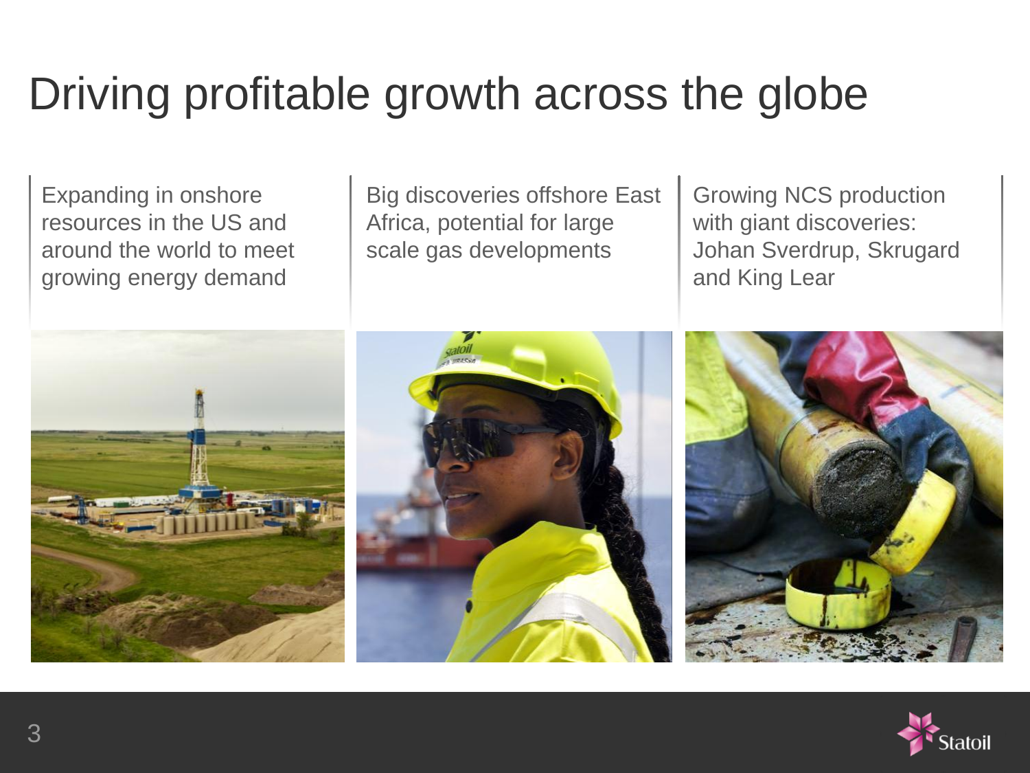# Driving profitable growth across the globe

Expanding in onshore resources in the US and around the world to meet growing energy demand

Big discoveries offshore East Africa, potential for large scale gas developments

Growing NCS production with giant discoveries: Johan Sverdrup, Skrugard and King Lear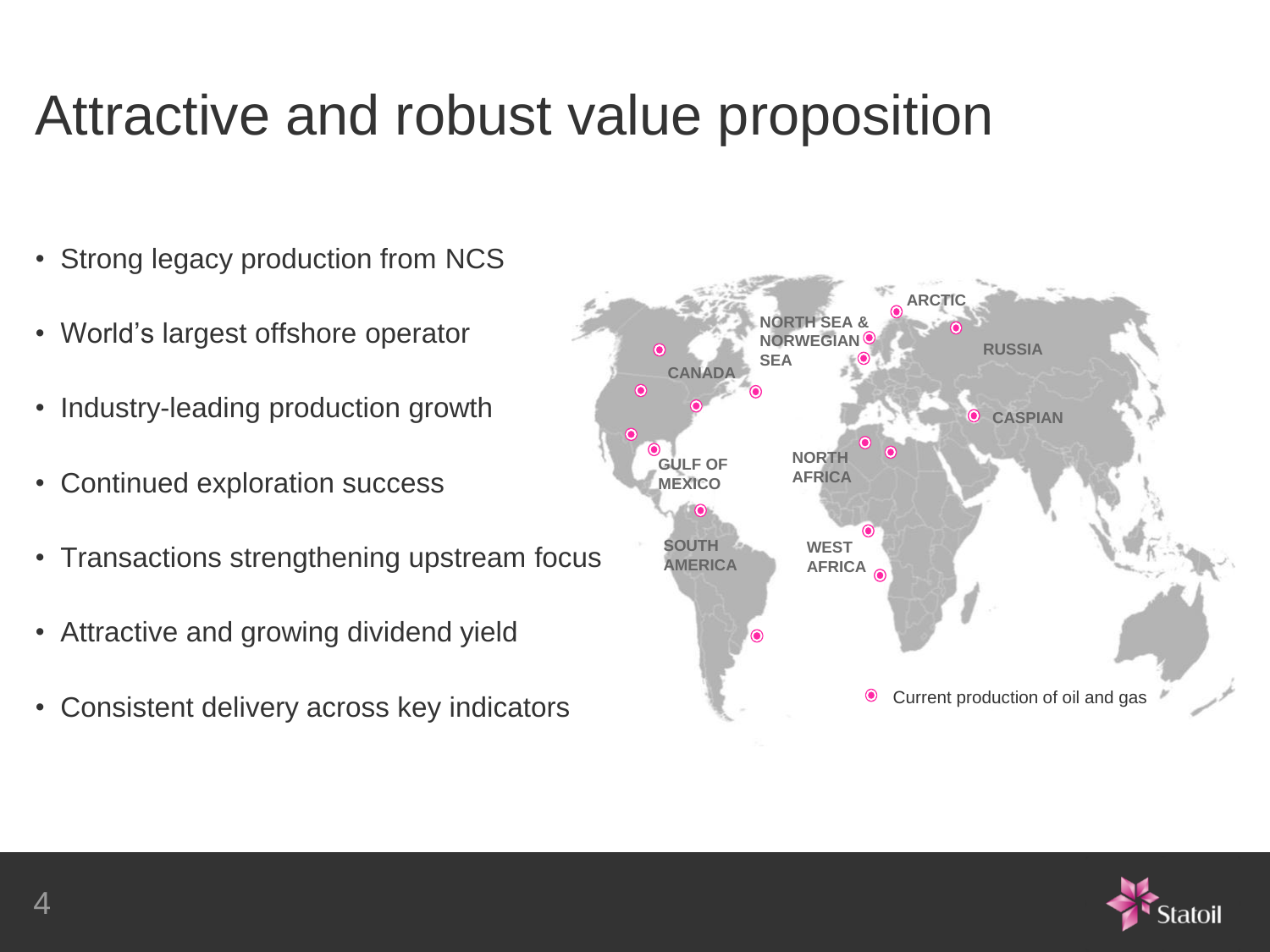# Attractive and robust value proposition

- Strong legacy production from NCS
- World's largest offshore operator
- Industry-leading production growth
- Continued exploration success
- Transactions strengthening upstream focus
- Attractive and growing dividend yield
- Consistent delivery across key indicators

ARCTIC

NORTH SEA & NORWEGIAN SEA

RUSSIA

CANADA

CASPIAN

GULF OF MEXICO

NORTH AFRICA

SOUTH AMERICA

WEST AFRICA

Current production of oil and gas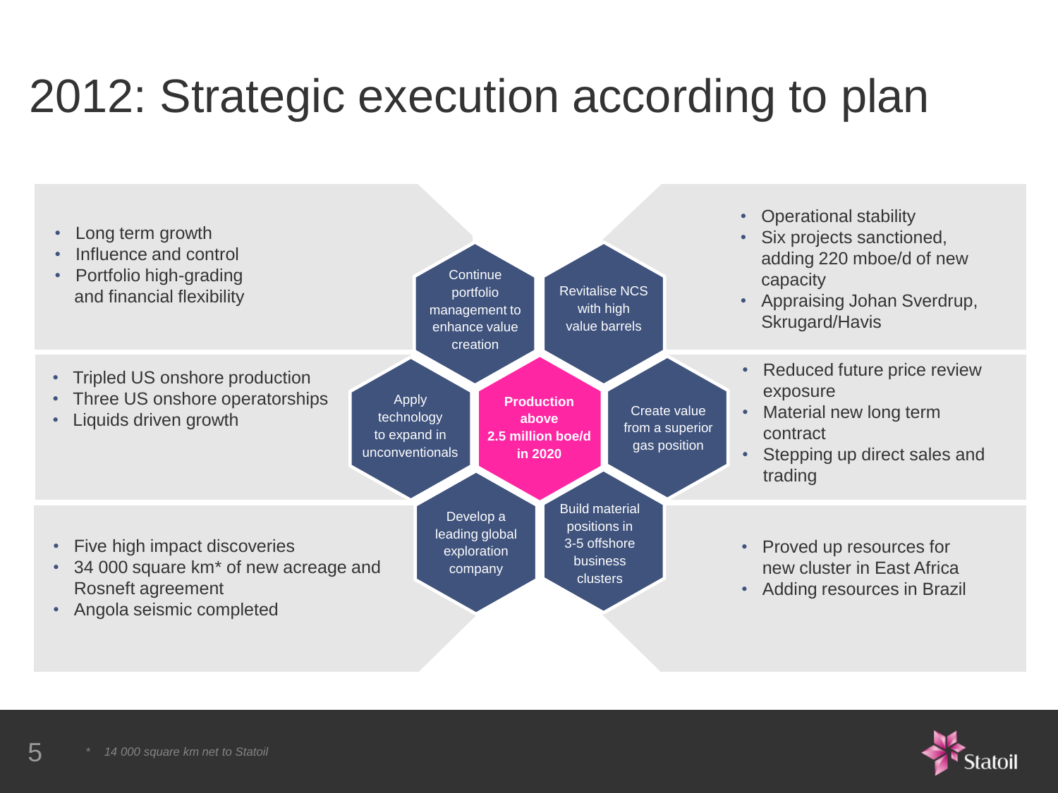# 2012: Strategic execution according to plan

**Production above 2.5 million boe/d in 2020**

### Continue portfolio management to enhance value creation

- Long term growth
- Influence and control
- Portfolio high-grading and financial flexibility

### Revitalise NCS with high value barrels

- Operational stability
- Six projects sanctioned, adding 220 mboe/d of new capacity
- Appraising Johan Sverdrup, Skrugard/Havis

### Apply technology to expand in unconventionals

- Tripled US onshore production
- Three US onshore operatorships
- Liquids driven growth

### Create value from a superior gas position

- Reduced future price review exposure
- Material new long term contract
- Stepping up direct sales and trading

### Develop a leading global exploration company

- Five high impact discoveries
- 34 000 square km* of new acreage and Rosneft agreement
- Angola seismic completed

### Build material positions in 3-5 offshore business clusters

- Proved up resources for new cluster in East Africa
- Adding resources in Brazil

*\* 14 000 square km net to Statoil*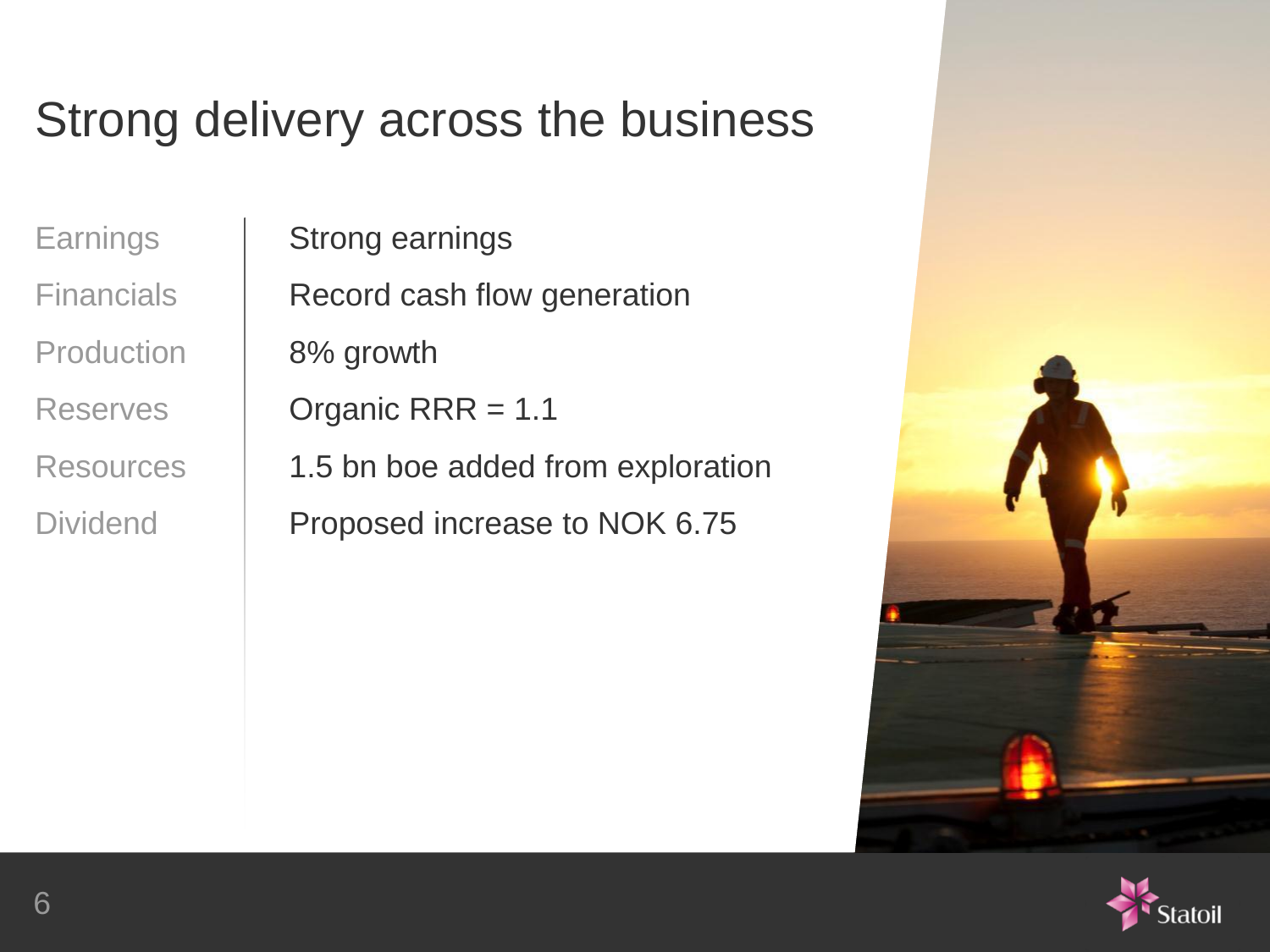# Strong delivery across the business

| | |
|---|---|
| Earnings | Strong earnings |
| Financials | Record cash flow generation |
| Production | 8% growth |
| Reserves | Organic RRR = 1.1 |
| Resources | 1.5 bn boe added from exploration |
| Dividend | Proposed increase to NOK 6.75 |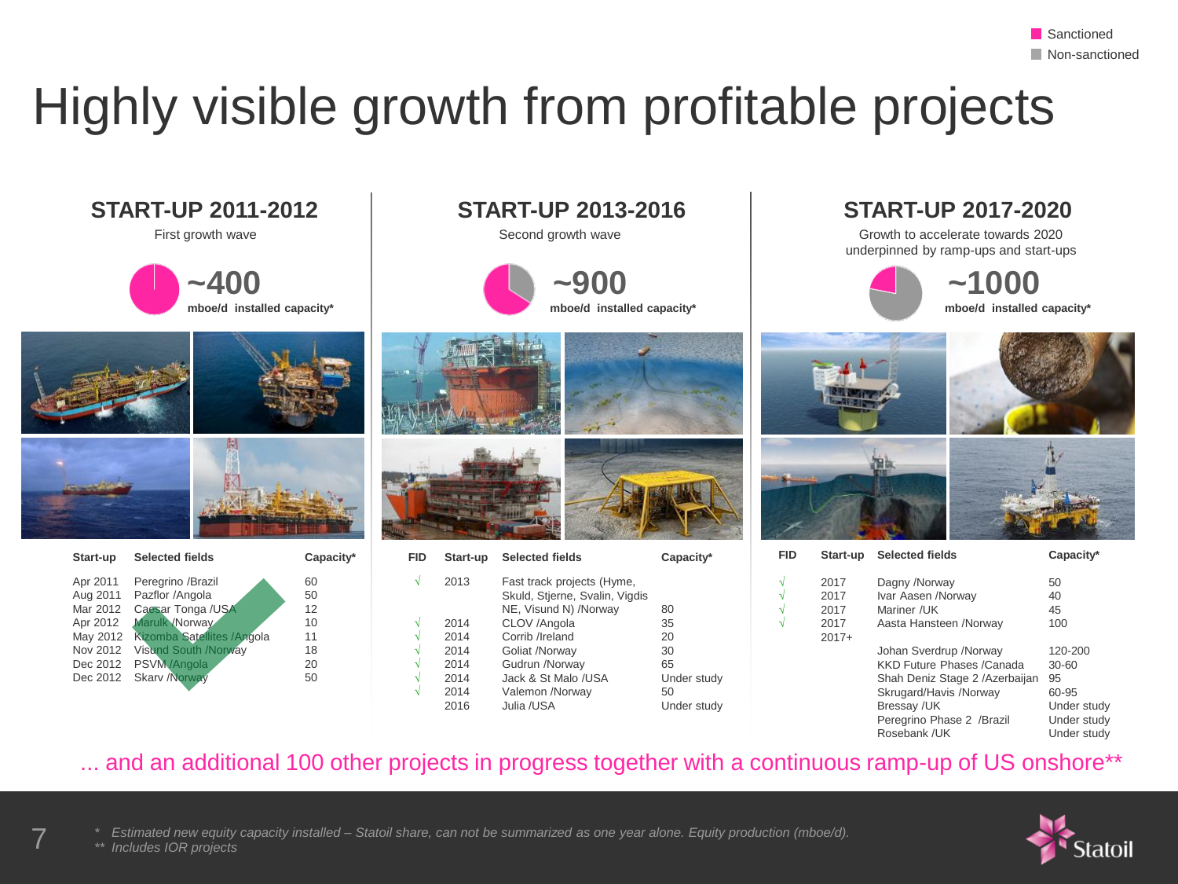Sanctioned
Non-sanctioned

# Highly visible growth from profitable projects

## START-UP 2011-2012

First growth wave

**~400** mboe/d installed capacity*

| Start-up | Selected fields | Capacity* |
|---|---|---|
| Apr 2011 | Peregrino /Brazil | 60 |
| Aug 2011 | Pazflor /Angola | 50 |
| Mar 2012 | Caesar Tonga /USA | 12 |
| Apr 2012 | Marulk /Norway | 10 |
| May 2012 | Kizomba Satellites /Angola | 11 |
| Nov 2012 | Visund South /Norway | 18 |
| Dec 2012 | PSVM /Angola | 20 |
| Dec 2012 | Skarv /Norway | 50 |

## START-UP 2013-2016

Second growth wave

**~900** mboe/d installed capacity*

| FID | Start-up | Selected fields | Capacity* |
|---|---|---|---|
| √ | 2013 | Fast track projects (Hyme, Skuld, Stjerne, Svalin, Vigdis NE, Visund N) /Norway | 80 |
| √ | 2014 | CLOV /Angola | 35 |
| √ | 2014 | Corrib /Ireland | 20 |
| √ | 2014 | Goliat /Norway | 30 |
| √ | 2014 | Gudrun /Norway | 65 |
| √ | 2014 | Jack & St Malo /USA | Under study |
| √ | 2014 | Valemon /Norway | 50 |
| | 2016 | Julia /USA | Under study |

## START-UP 2017-2020

Growth to accelerate towards 2020 underpinned by ramp-ups and start-ups

**~1000** mboe/d installed capacity*

| FID | Start-up | Selected fields | Capacity* |
|---|---|---|---|
| √ | 2017 | Dagny /Norway | 50 |
| √ | 2017 | Ivar Aasen /Norway | 40 |
| √ | 2017 | Mariner /UK | 45 |
| √ | 2017 | Aasta Hansteen /Norway | 100 |
| | 2017+ | | |
| | | Johan Sverdrup /Norway | 120-200 |
| | | KKD Future Phases /Canada | 30-60 |
| | | Shah Deniz Stage 2 /Azerbaijan | 95 |
| | | Skrugard/Havis /Norway | 60-95 |
| | | Bressay /UK | Under study |
| | | Peregrino Phase 2 /Brazil | Under study |
| | | Rosebank /UK | Under study |

... and an additional 100 other projects in progress together with a continuous ramp-up of US onshore**

*\* Estimated new equity capacity installed – Statoil share, can not be summarized as one year alone. Equity production (mboe/d).*
*\*\* Includes IOR projects*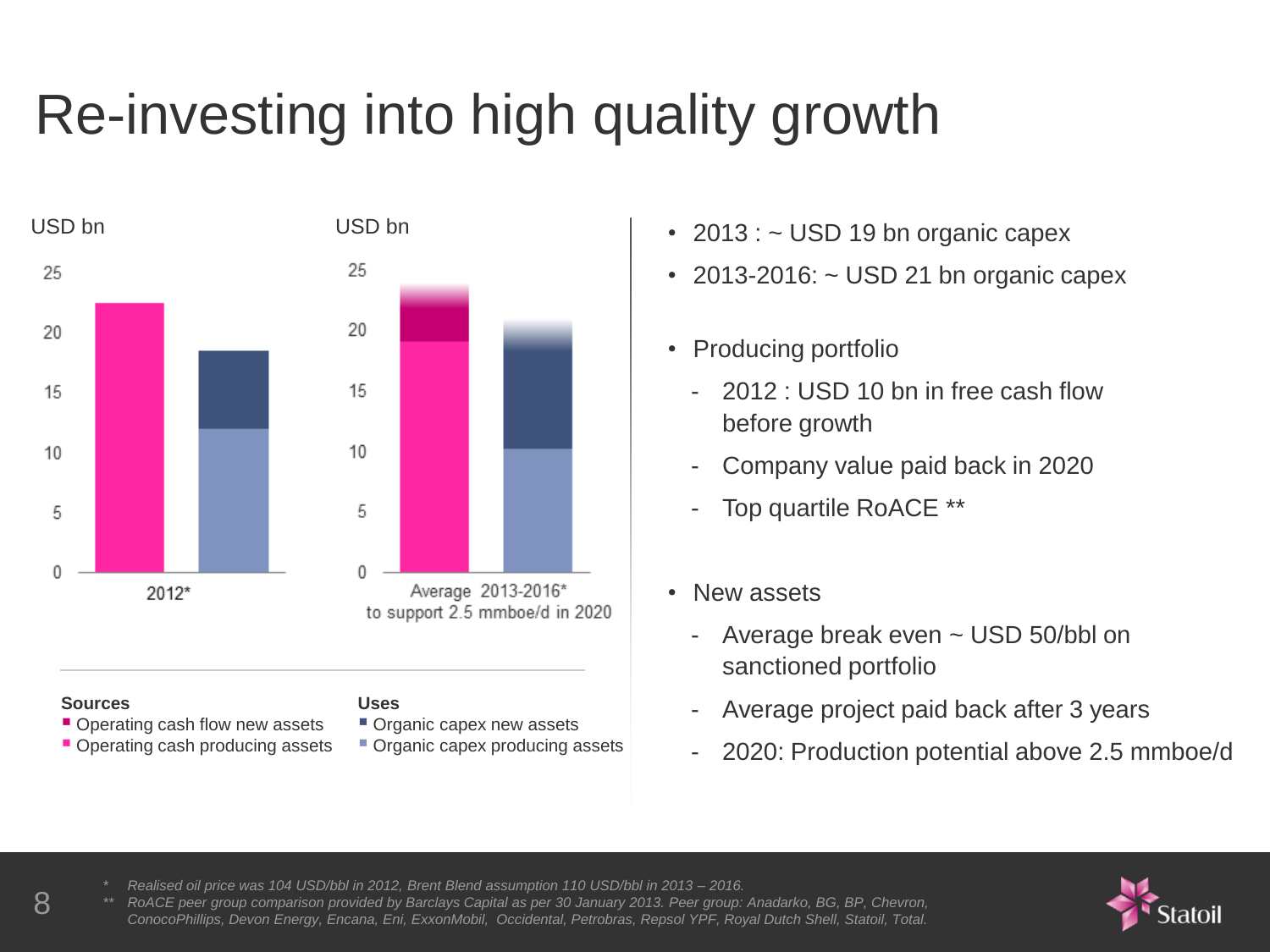# Re-investing into high quality growth

USD bn

USD bn

| | 2012* | Average 2013-2016* to support 2.5 mmboe/d in 2020 |
|---|---|---|

**Sources**
- Operating cash flow new assets
- Operating cash producing assets

**Uses**
- Organic capex new assets
- Organic capex producing assets

- 2013 : ~ USD 19 bn organic capex
- 2013-2016: ~ USD 21 bn organic capex
- Producing portfolio
  - 2012 : USD 10 bn in free cash flow before growth
  - Company value paid back in 2020
  - Top quartile RoACE **
- New assets
  - Average break even ~ USD 50/bbl on sanctioned portfolio
  - Average project paid back after 3 years
  - 2020: Production potential above 2.5 mmboe/d

*\* Realised oil price was 104 USD/bbl in 2012, Brent Blend assumption 110 USD/bbl in 2013 – 2016.*

*\*\* RoACE peer group comparison provided by Barclays Capital as per 30 January 2013. Peer group: Anadarko, BG, BP, Chevron, ConocoPhillips, Devon Energy, Encana, Eni, ExxonMobil, Occidental, Petrobras, Repsol YPF, Royal Dutch Shell, Statoil, Total.*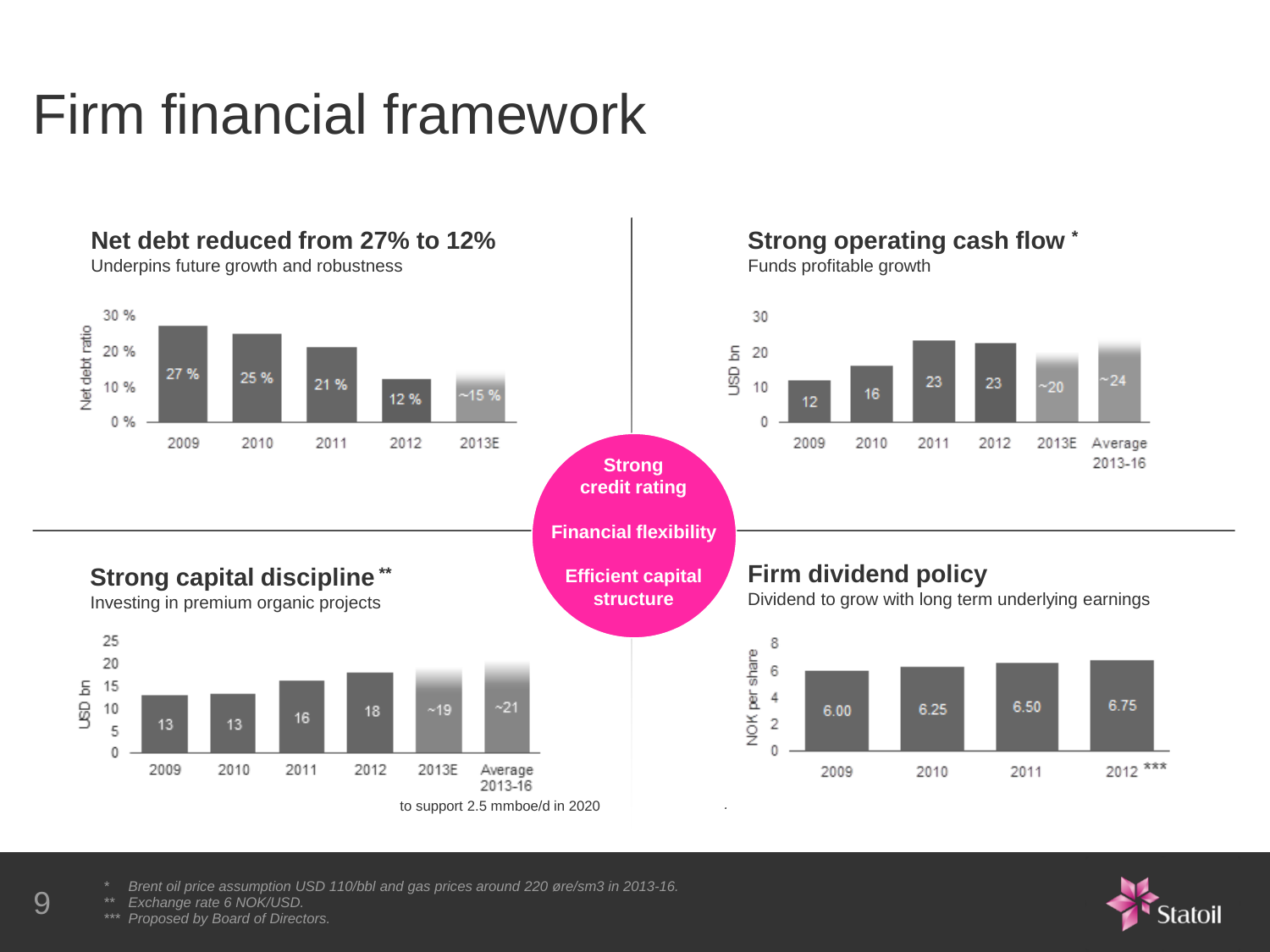# Firm financial framework

## Net debt reduced from 27% to 12%

Underpins future growth and robustness

| | 2009 | 2010 | 2011 | 2012 | 2013E |
|---|---|---|---|---|---|
| Net debt ratio | 27 % | 25 % | 21 % | 12 % | ~15 % |

## Strong operating cash flow *

Funds profitable growth

| | 2009 | 2010 | 2011 | 2012 | 2013E | Average 2013-16 |
|---|---|---|---|---|---|---|
| USD bn | 12 | 16 | 23 | 23 | ~20 | ~24 |

**Strong credit rating**

**Financial flexibility**

**Efficient capital structure**

## Strong capital discipline **

Investing in premium organic projects

| | 2009 | 2010 | 2011 | 2012 | 2013E | Average 2013-16 |
|---|---|---|---|---|---|---|
| USD bn | 13 | 13 | 16 | 18 | ~19 | ~21 |

to support 2.5 mmboe/d in 2020

## Firm dividend policy

Dividend to grow with long term underlying earnings

| | 2009 | 2010 | 2011 | 2012 *** |
|---|---|---|---|---|
| NOK per share | 6.00 | 6.25 | 6.50 | 6.75 |

*\* Brent oil price assumption USD 110/bbl and gas prices around 220 øre/sm3 in 2013-16.*
*\*\* Exchange rate 6 NOK/USD.*
*\*\*\* Proposed by Board of Directors.*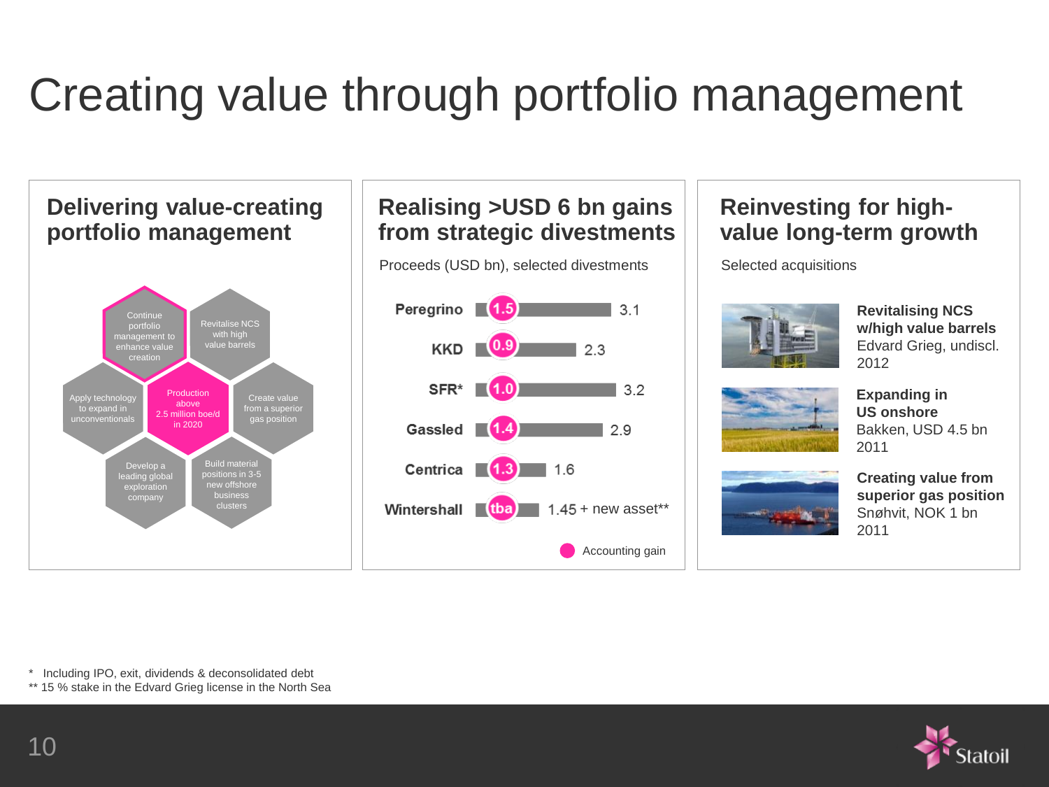# Creating value through portfolio management

## Delivering value-creating portfolio management

- Continue portfolio management to enhance value creation
- Revitalise NCS with high value barrels
- Apply technology to expand in unconventionals
- Production above 2.5 million boe/d in 2020
- Create value from a superior gas position
- Develop a leading global exploration company
- Build material positions in 3-5 new offshore business clusters

## Realising >USD 6 bn gains from strategic divestments

Proceeds (USD bn), selected divestments

| Divestment | Accounting gain | Proceeds |
|---|---|---|
| Peregrino | 1.5 | 3.1 |
| KKD | 0.9 | 2.3 |
| SFR* | 1.0 | 3.2 |
| Gassled | 1.4 | 2.9 |
| Centrica | 1.3 | 1.6 |
| Wintershall | tba | 1.45 + new asset** |

## Reinvesting for high-value long-term growth

Selected acquisitions

**Revitalising NCS w/high value barrels**
Edvard Grieg, undiscl. 2012

**Expanding in US onshore**
Bakken, USD 4.5 bn 2011

**Creating value from superior gas position**
Snøhvit, NOK 1 bn 2011

\* Including IPO, exit, dividends & deconsolidated debt
** 15 % stake in the Edvard Grieg license in the North Sea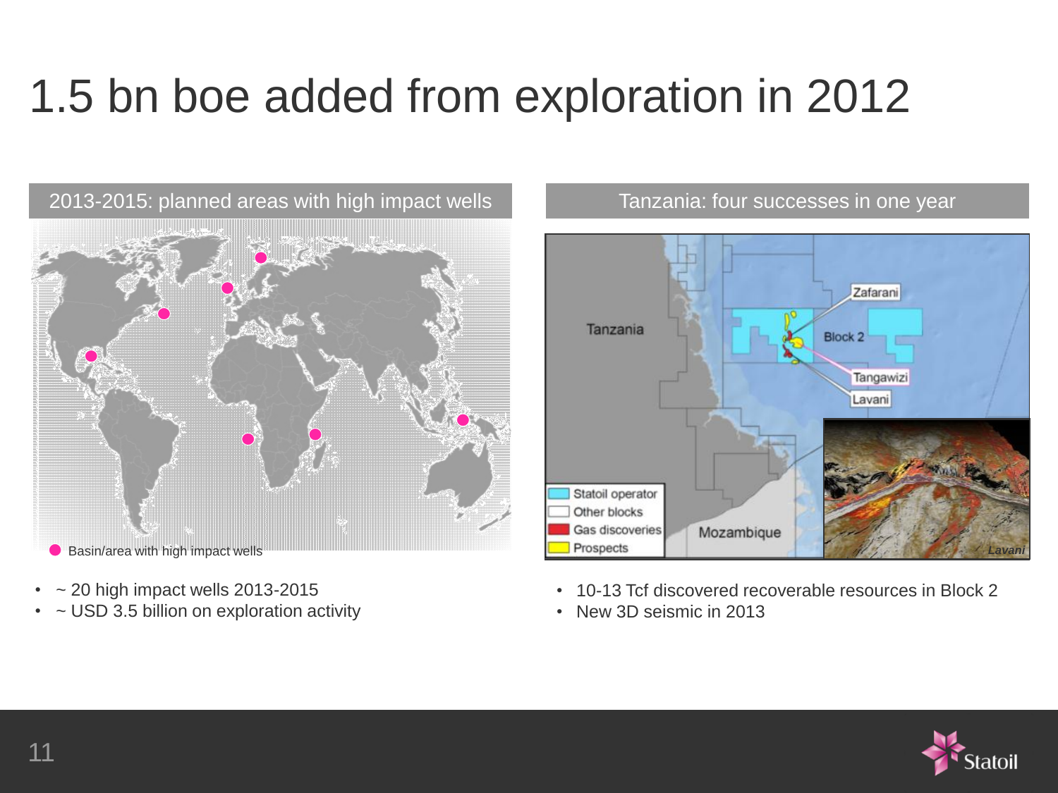# 1.5 bn boe added from exploration in 2012

## 2013-2015: planned areas with high impact wells

Basin/area with high impact wells

- ~ 20 high impact wells 2013-2015
- ~ USD 3.5 billion on exploration activity

## Tanzania: four successes in one year

Tanzania

Block 2

Zafarani

Tangawizi

Lavani

Mozambique

Statoil operator

Other blocks

Gas discoveries

Prospects

*Lavani*

- 10-13 Tcf discovered recoverable resources in Block 2
- New 3D seismic in 2013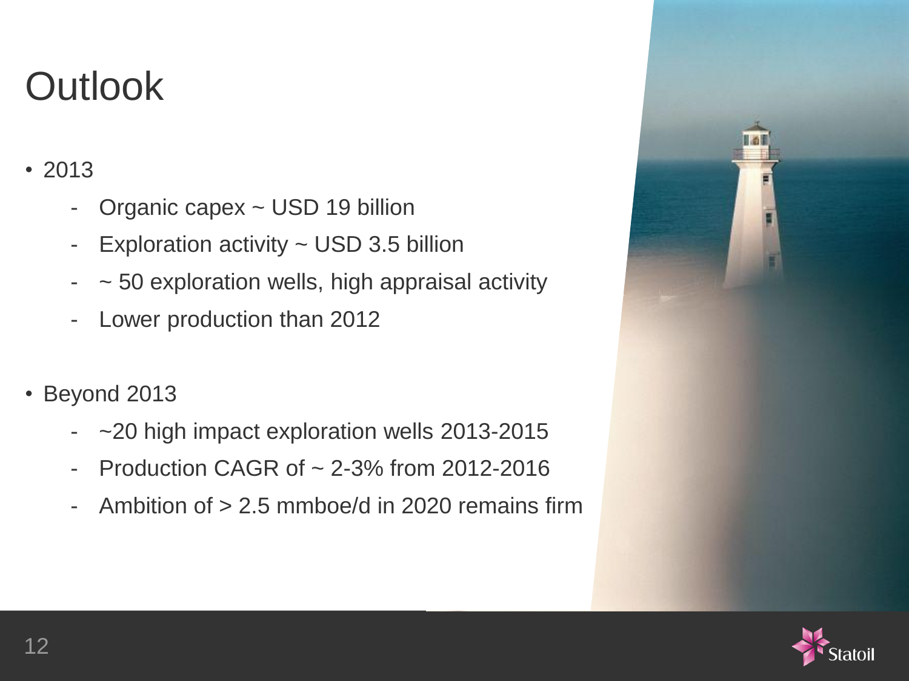# Outlook

- 2013
  - Organic capex ~ USD 19 billion
  - Exploration activity ~ USD 3.5 billion
  - ~ 50 exploration wells, high appraisal activity
  - Lower production than 2012

- Beyond 2013
  - ~20 high impact exploration wells 2013-2015
  - Production CAGR of ~ 2-3% from 2012-2016
  - Ambition of > 2.5 mmboe/d in 2020 remains firm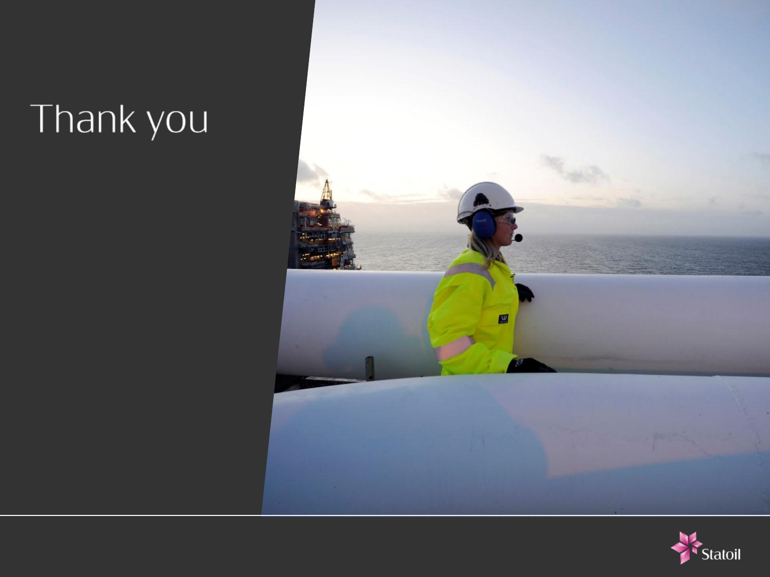# Thank you